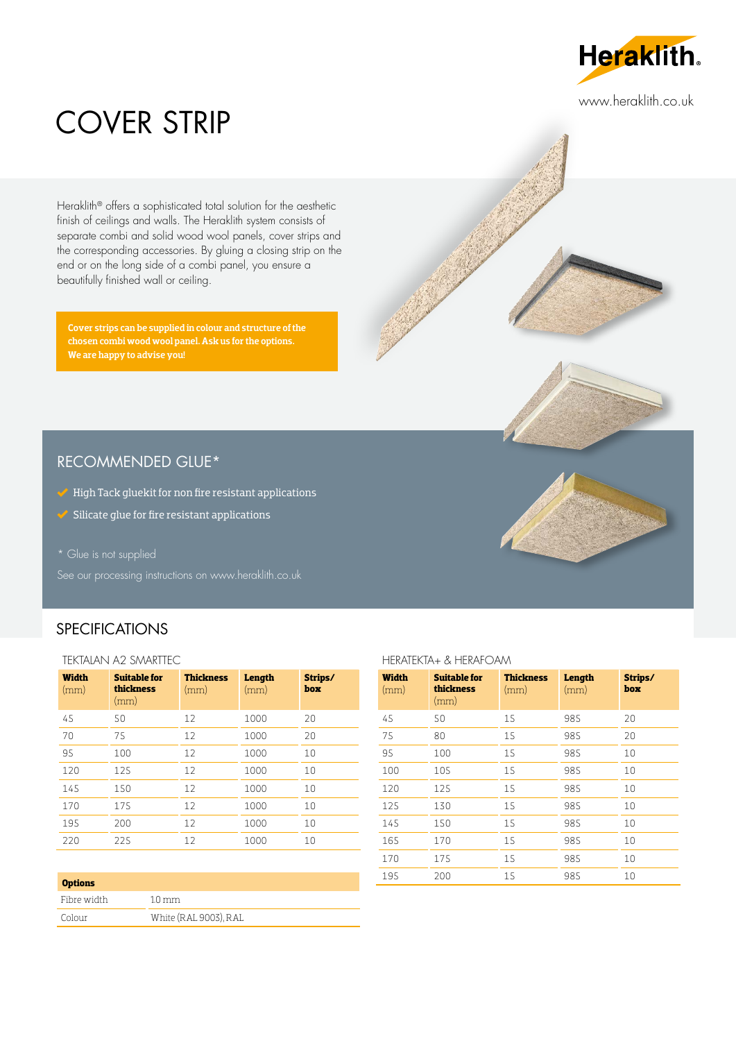Heraklith

www.heraklith.co.uk

# COVER STRIP

Heraklith® offers a sophisticated total solution for the aesthetic finish of ceilings and walls. The Heraklith system consists of separate combi and solid wood wool panels, cover strips and the corresponding accessories. By gluing a closing strip on the end or on the long side of a combi panel, you ensure a beautifully finished wall or ceiling.

**Cover strips can be supplied in colour and structure of the chosen combi wood wool panel. Ask us for the options. We are happy to advise you!**

## RECOMMENDED GLUE*

- High Tack gluekit for non fire resistant applications
- Silicate glue for fire resistant applications

* Glue is not supplied

See our processing instructions on www.heraklith.co.uk

## SPECIFICATIONS

### TEKTALAN A2 SMARTTEC

| **Width** (mm) | **Suitable for thickness** (mm) | **Thickness** (mm) | **Length** (mm) | **Strips/ box** |
|---|---|---|---|---|
| 45 | 50 | 12 | 1000 | 20 |
| 70 | 75 | 12 | 1000 | 20 |
| 95 | 100 | 12 | 1000 | 10 |
| 120 | 125 | 12 | 1000 | 10 |
| 145 | 150 | 12 | 1000 | 10 |
| 170 | 175 | 12 | 1000 | 10 |
| 195 | 200 | 12 | 1000 | 10 |
| 220 | 225 | 12 | 1000 | 10 |

| **Options** | |
|---|---|
| Fibre width | 1.0 mm |
| Colour | White (RAL 9003), RAL |

### HERATEKTA+ & HERAFOAM

| **Width** (mm) | **Suitable for thickness** (mm) | **Thickness** (mm) | **Length** (mm) | **Strips/ box** |
|---|---|---|---|---|
| 45 | 50 | 15 | 985 | 20 |
| 75 | 80 | 15 | 985 | 20 |
| 95 | 100 | 15 | 985 | 10 |
| 100 | 105 | 15 | 985 | 10 |
| 120 | 125 | 15 | 985 | 10 |
| 125 | 130 | 15 | 985 | 10 |
| 145 | 150 | 15 | 985 | 10 |
| 165 | 170 | 15 | 985 | 10 |
| 170 | 175 | 15 | 985 | 10 |
| 195 | 200 | 15 | 985 | 10 |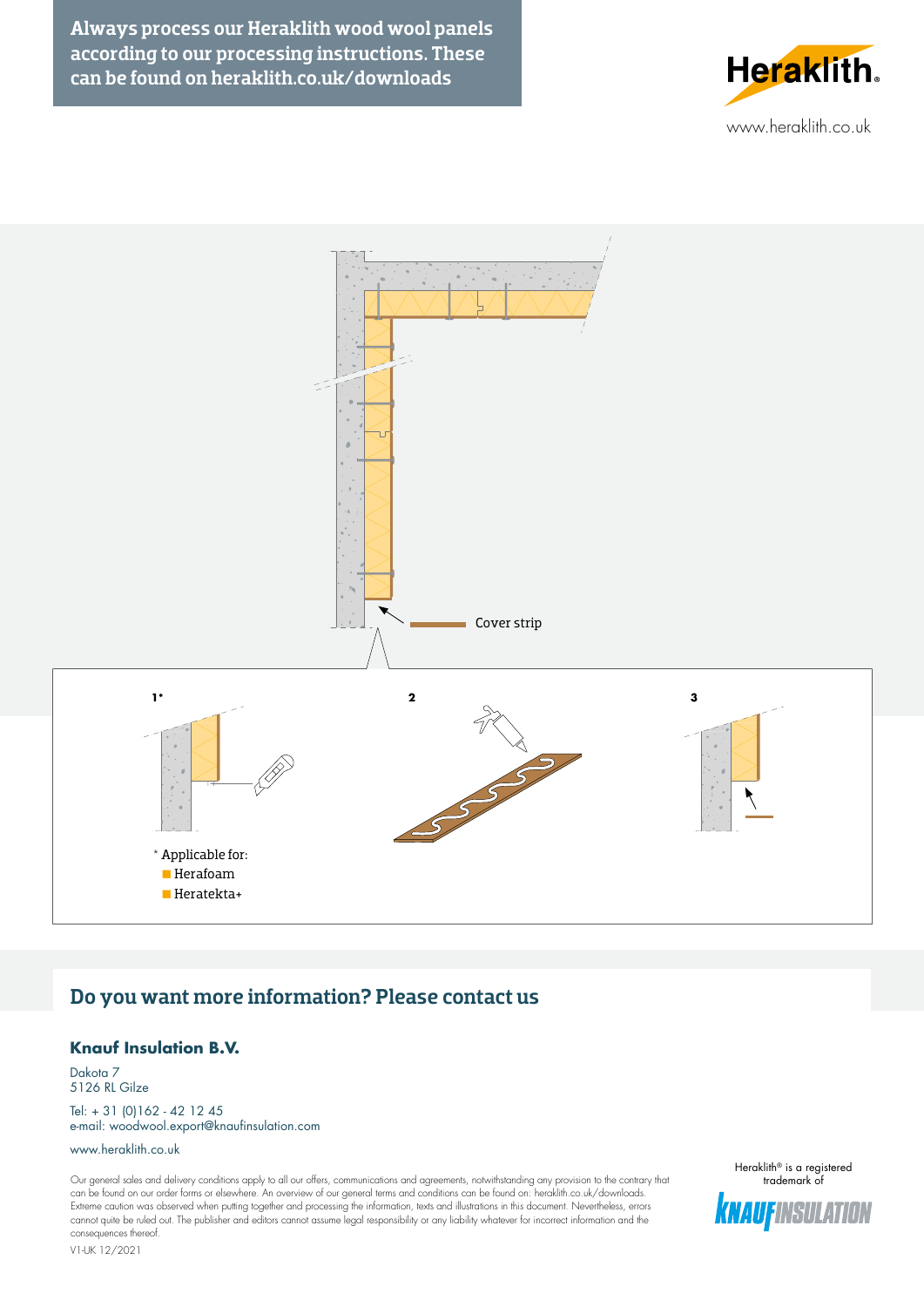Always process our Heraklith wood wool panels according to our processing instructions. These can be found on heraklith.co.uk/downloads

Heraklith

www.heraklith.co.uk

Cover strip

1*

2

3

* Applicable for:
- Herafoam
- Heratekta+

## Do you want more information? Please contact us

**Knauf Insulation B.V.**

Dakota 7
5126 RL Gilze

Tel: + 31 (0)162 - 42 12 45
e-mail: woodwool.export@knaufinsulation.com

www.heraklith.co.uk

Our general sales and delivery conditions apply to all our offers, communications and agreements, notwithstanding any provision to the contrary that can be found on our order forms or elsewhere. An overview of our general terms and conditions can be found on: heraklith.co.uk/downloads. Extreme caution was observed when putting together and processing the information, texts and illustrations in this document. Nevertheless, errors cannot quite be ruled out. The publisher and editors cannot assume legal responsibility or any liability whatever for incorrect information and the consequences thereof.

V1-UK 12/2021

Heraklith® is a registered trademark of

KNAUF INSULATION